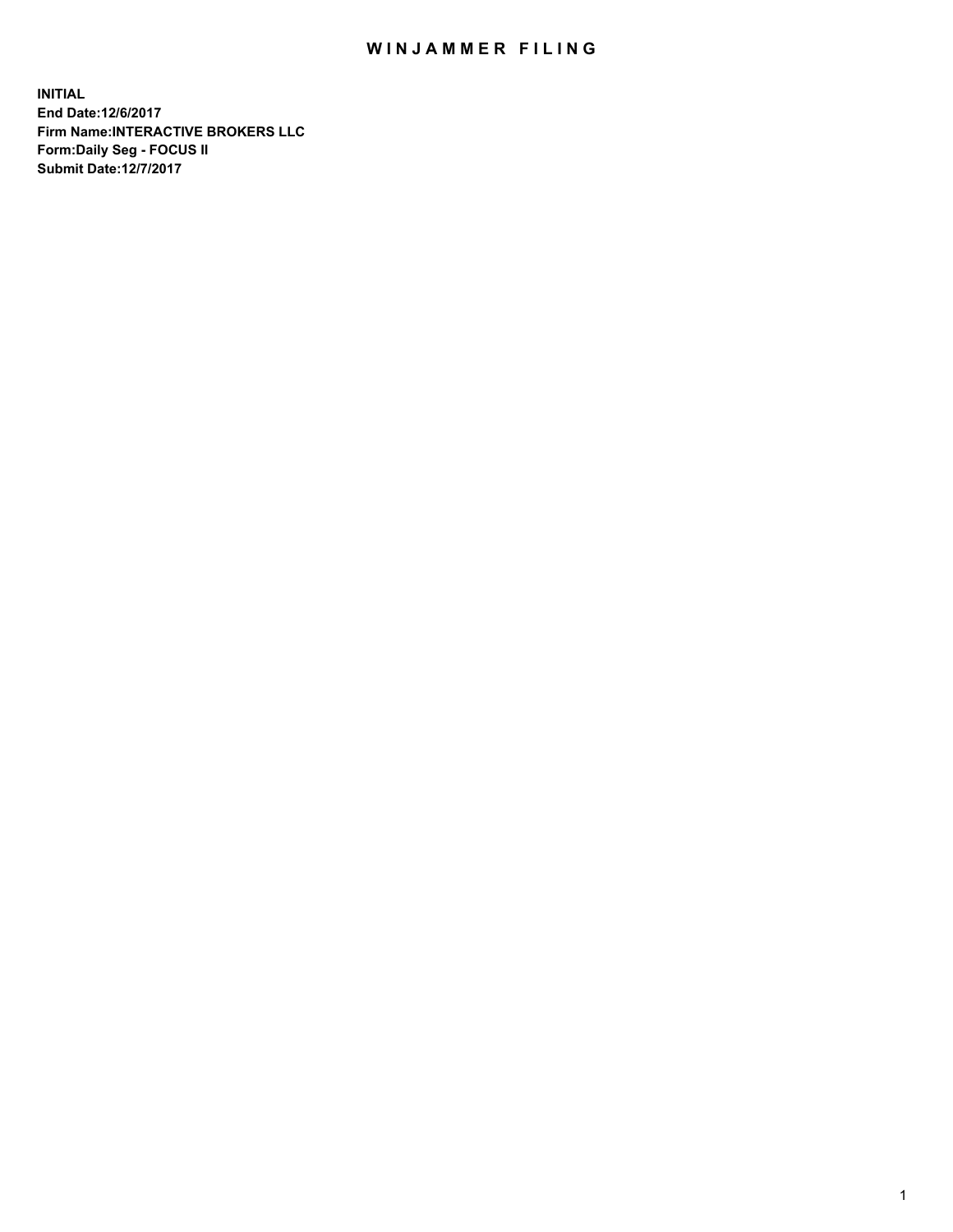# WINJAMMER FILING

**INITIAL**
**End Date:12/6/2017**
**Firm Name:INTERACTIVE BROKERS LLC**
**Form:Daily Seg - FOCUS II**
**Submit Date:12/7/2017**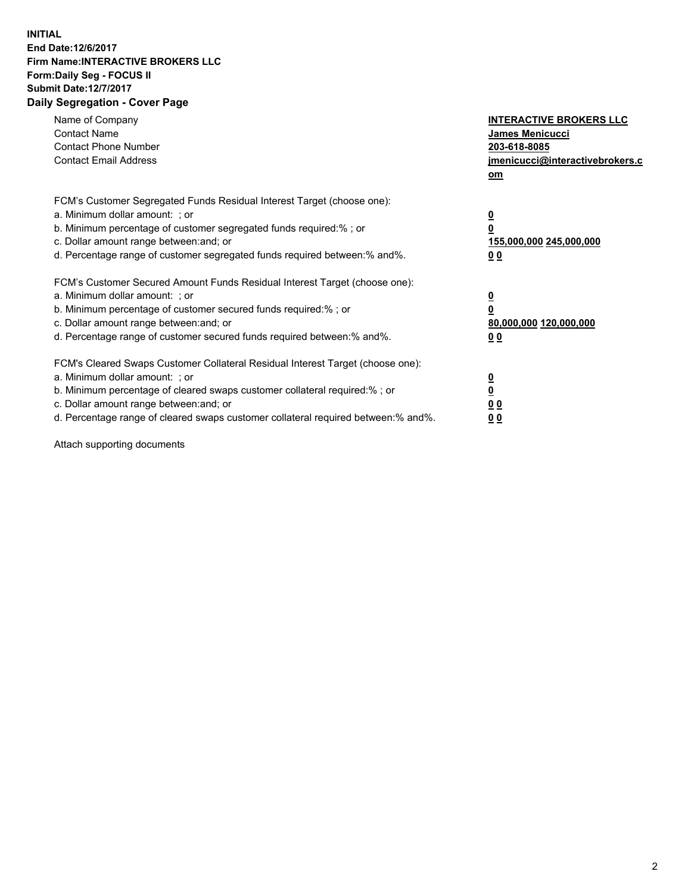**INITIAL**
**End Date:12/6/2017**
**Firm Name:INTERACTIVE BROKERS LLC**
**Form:Daily Seg - FOCUS II**
**Submit Date:12/7/2017**

## Daily Segregation - Cover Page

| | |
|---|---|
| Name of Company | **INTERACTIVE BROKERS LLC** |
| Contact Name | **James Menicucci** |
| Contact Phone Number | **203-618-8085** |
| Contact Email Address | **jmenicucci@interactivebrokers.com** |

| | |
|---|---|
| FCM's Customer Segregated Funds Residual Interest Target (choose one): | |
| a. Minimum dollar amount: ; or | **0** |
| b. Minimum percentage of customer segregated funds required:% ; or | **0** |
| c. Dollar amount range between:and; or | **155,000,000 245,000,000** |
| d. Percentage range of customer segregated funds required between:% and%. | **0 0** |
| FCM's Customer Secured Amount Funds Residual Interest Target (choose one): | |
| a. Minimum dollar amount: ; or | **0** |
| b. Minimum percentage of customer secured funds required:% ; or | **0** |
| c. Dollar amount range between:and; or | **80,000,000 120,000,000** |
| d. Percentage range of customer secured funds required between:% and%. | **0 0** |
| FCM's Cleared Swaps Customer Collateral Residual Interest Target (choose one): | |
| a. Minimum dollar amount: ; or | **0** |
| b. Minimum percentage of cleared swaps customer collateral required:% ; or | **0** |
| c. Dollar amount range between:and; or | **0 0** |
| d. Percentage range of cleared swaps customer collateral required between:% and%. | **0 0** |

Attach supporting documents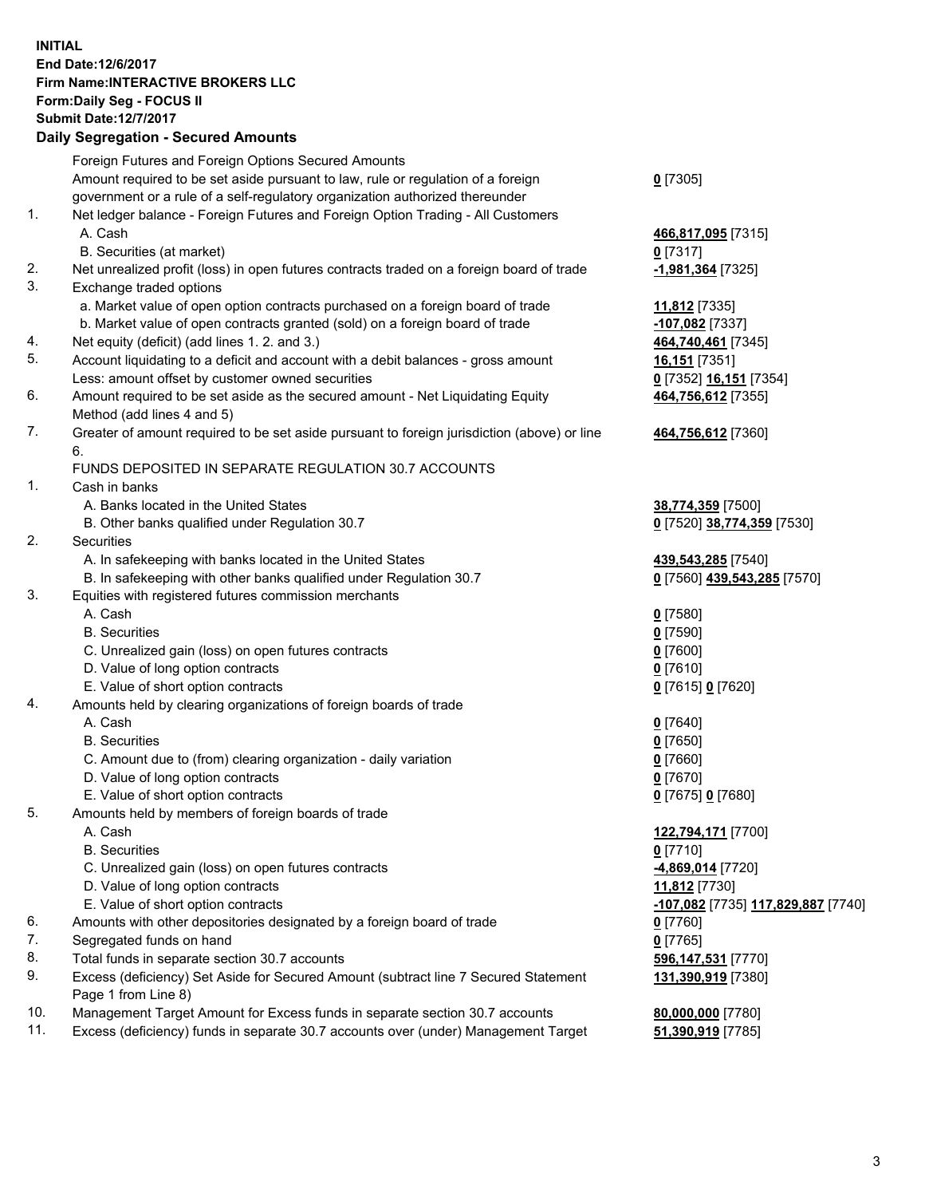**INITIAL**
**End Date:12/6/2017**
**Firm Name:INTERACTIVE BROKERS LLC**
**Form:Daily Seg - FOCUS II**
**Submit Date:12/7/2017**

## Daily Segregation - Secured Amounts

| | | |
|---|---|---|
| | Foreign Futures and Foreign Options Secured Amounts | |
| | Amount required to be set aside pursuant to law, rule or regulation of a foreign government or a rule of a self-regulatory organization authorized thereunder | 0 [7305] |
| 1. | Net ledger balance - Foreign Futures and Foreign Option Trading - All Customers | |
| | A. Cash | 466,817,095 [7315] |
| | B. Securities (at market) | 0 [7317] |
| 2. | Net unrealized profit (loss) in open futures contracts traded on a foreign board of trade | -1,981,364 [7325] |
| 3. | Exchange traded options | |
| | a. Market value of open option contracts purchased on a foreign board of trade | 11,812 [7335] |
| | b. Market value of open contracts granted (sold) on a foreign board of trade | -107,082 [7337] |
| 4. | Net equity (deficit) (add lines 1. 2. and 3.) | 464,740,461 [7345] |
| 5. | Account liquidating to a deficit and account with a debit balances - gross amount | 16,151 [7351] |
| | Less: amount offset by customer owned securities | 0 [7352] 16,151 [7354] |
| 6. | Amount required to be set aside as the secured amount - Net Liquidating Equity Method (add lines 4 and 5) | 464,756,612 [7355] |
| 7. | Greater of amount required to be set aside pursuant to foreign jurisdiction (above) or line 6. | 464,756,612 [7360] |
| | FUNDS DEPOSITED IN SEPARATE REGULATION 30.7 ACCOUNTS | |
| 1. | Cash in banks | |
| | A. Banks located in the United States | 38,774,359 [7500] |
| | B. Other banks qualified under Regulation 30.7 | 0 [7520] 38,774,359 [7530] |
| 2. | Securities | |
| | A. In safekeeping with banks located in the United States | 439,543,285 [7540] |
| | B. In safekeeping with other banks qualified under Regulation 30.7 | 0 [7560] 439,543,285 [7570] |
| 3. | Equities with registered futures commission merchants | |
| | A. Cash | 0 [7580] |
| | B. Securities | 0 [7590] |
| | C. Unrealized gain (loss) on open futures contracts | 0 [7600] |
| | D. Value of long option contracts | 0 [7610] |
| | E. Value of short option contracts | 0 [7615] 0 [7620] |
| 4. | Amounts held by clearing organizations of foreign boards of trade | |
| | A. Cash | 0 [7640] |
| | B. Securities | 0 [7650] |
| | C. Amount due to (from) clearing organization - daily variation | 0 [7660] |
| | D. Value of long option contracts | 0 [7670] |
| | E. Value of short option contracts | 0 [7675] 0 [7680] |
| 5. | Amounts held by members of foreign boards of trade | |
| | A. Cash | 122,794,171 [7700] |
| | B. Securities | 0 [7710] |
| | C. Unrealized gain (loss) on open futures contracts | -4,869,014 [7720] |
| | D. Value of long option contracts | 11,812 [7730] |
| | E. Value of short option contracts | -107,082 [7735] 117,829,887 [7740] |
| 6. | Amounts with other depositories designated by a foreign board of trade | 0 [7760] |
| 7. | Segregated funds on hand | 0 [7765] |
| 8. | Total funds in separate section 30.7 accounts | 596,147,531 [7770] |
| 9. | Excess (deficiency) Set Aside for Secured Amount (subtract line 7 Secured Statement Page 1 from Line 8) | 131,390,919 [7380] |
| 10. | Management Target Amount for Excess funds in separate section 30.7 accounts | 80,000,000 [7780] |
| 11. | Excess (deficiency) funds in separate 30.7 accounts over (under) Management Target | 51,390,919 [7785] |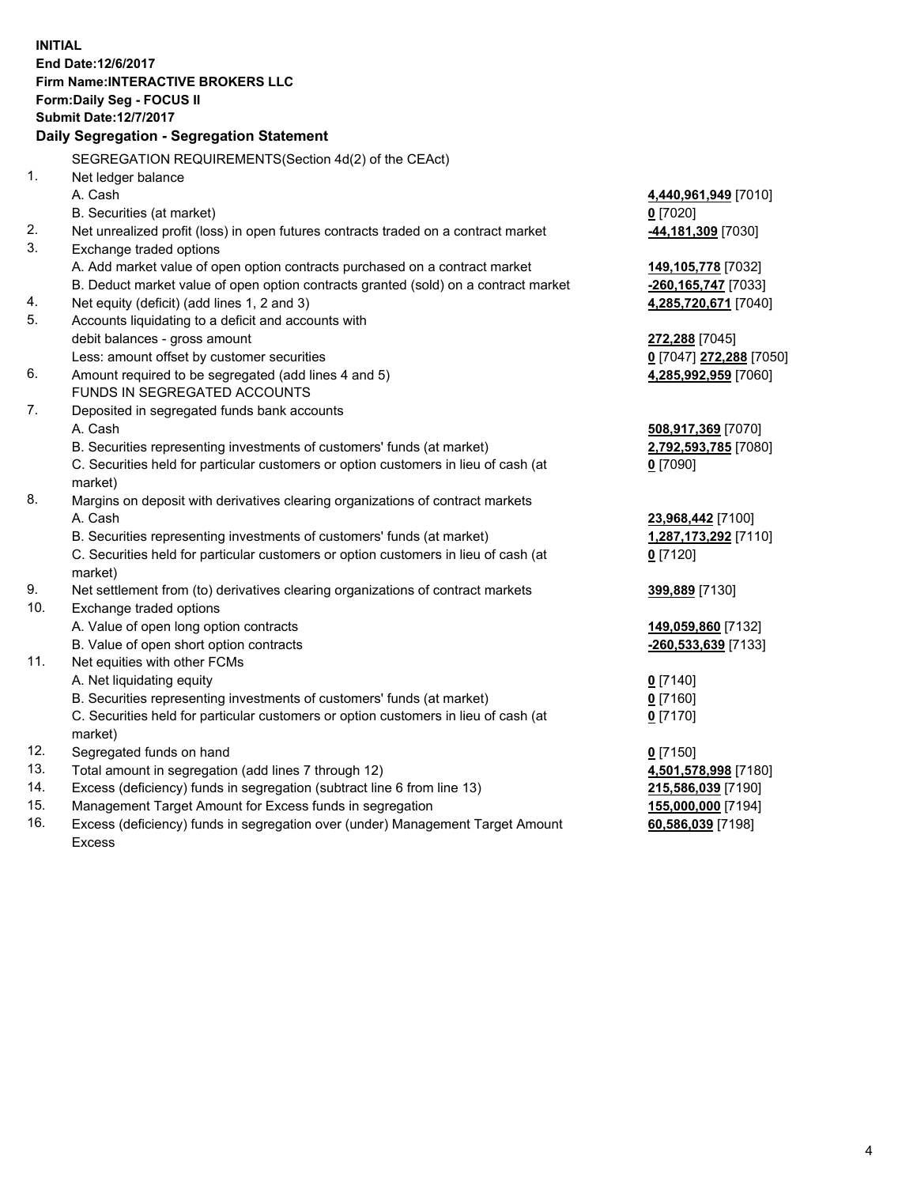**INITIAL**
**End Date:12/6/2017**
**Firm Name:INTERACTIVE BROKERS LLC**
**Form:Daily Seg - FOCUS II**
**Submit Date:12/7/2017**

## Daily Segregation - Segregation Statement

SEGREGATION REQUIREMENTS(Section 4d(2) of the CEAct)

| | | |
|---|---|---|
| 1. | Net ledger balance | |
| | A. Cash | **4,440,961,949** [7010] |
| | B. Securities (at market) | **0** [7020] |
| 2. | Net unrealized profit (loss) in open futures contracts traded on a contract market | **-44,181,309** [7030] |
| 3. | Exchange traded options | |
| | A. Add market value of open option contracts purchased on a contract market | **149,105,778** [7032] |
| | B. Deduct market value of open option contracts granted (sold) on a contract market | **-260,165,747** [7033] |
| 4. | Net equity (deficit) (add lines 1, 2 and 3) | **4,285,720,671** [7040] |
| 5. | Accounts liquidating to a deficit and accounts with debit balances - gross amount | **272,288** [7045] |
| | Less: amount offset by customer securities | **0** [7047] **272,288** [7050] |
| 6. | Amount required to be segregated (add lines 4 and 5) | **4,285,992,959** [7060] |
| | FUNDS IN SEGREGATED ACCOUNTS | |
| 7. | Deposited in segregated funds bank accounts | |
| | A. Cash | **508,917,369** [7070] |
| | B. Securities representing investments of customers' funds (at market) | **2,792,593,785** [7080] |
| | C. Securities held for particular customers or option customers in lieu of cash (at market) | **0** [7090] |
| 8. | Margins on deposit with derivatives clearing organizations of contract markets | |
| | A. Cash | **23,968,442** [7100] |
| | B. Securities representing investments of customers' funds (at market) | **1,287,173,292** [7110] |
| | C. Securities held for particular customers or option customers in lieu of cash (at market) | **0** [7120] |
| 9. | Net settlement from (to) derivatives clearing organizations of contract markets | **399,889** [7130] |
| 10. | Exchange traded options | |
| | A. Value of open long option contracts | **149,059,860** [7132] |
| | B. Value of open short option contracts | **-260,533,639** [7133] |
| 11. | Net equities with other FCMs | |
| | A. Net liquidating equity | **0** [7140] |
| | B. Securities representing investments of customers' funds (at market) | **0** [7160] |
| | C. Securities held for particular customers or option customers in lieu of cash (at market) | **0** [7170] |
| 12. | Segregated funds on hand | **0** [7150] |
| 13. | Total amount in segregation (add lines 7 through 12) | **4,501,578,998** [7180] |
| 14. | Excess (deficiency) funds in segregation (subtract line 6 from line 13) | **215,586,039** [7190] |
| 15. | Management Target Amount for Excess funds in segregation | **155,000,000** [7194] |
| 16. | Excess (deficiency) funds in segregation over (under) Management Target Amount Excess | **60,586,039** [7198] |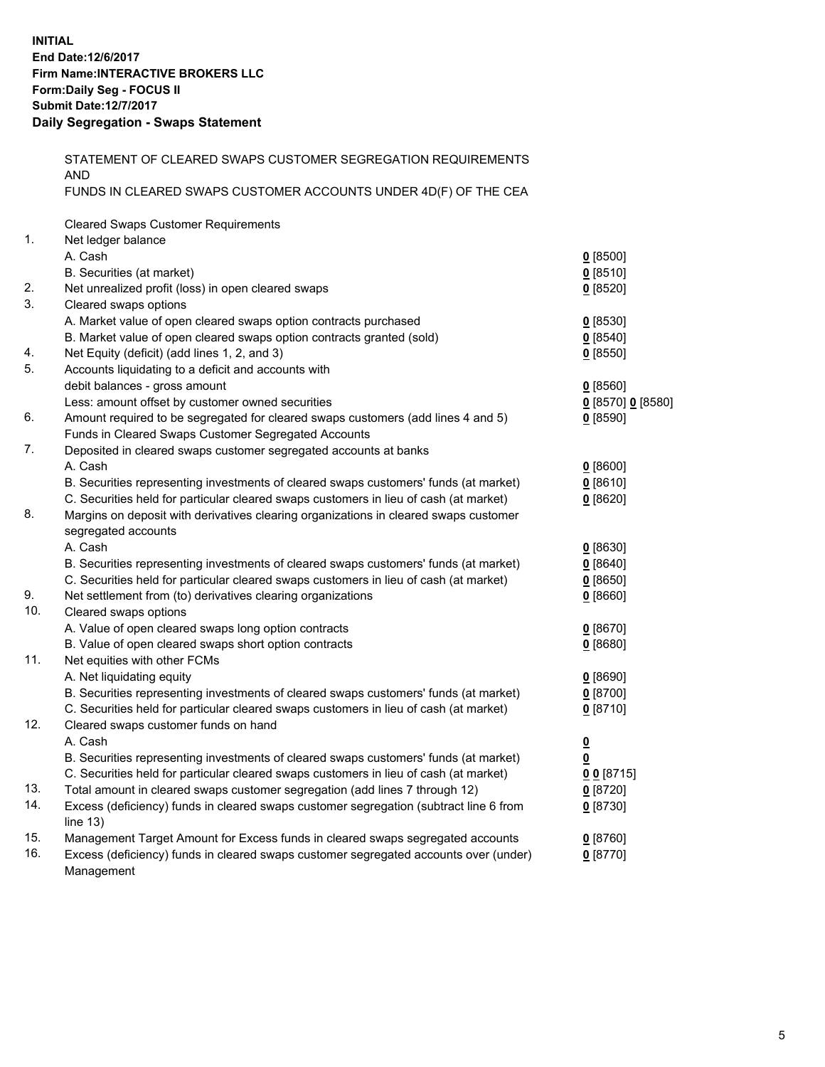**INITIAL**
**End Date:12/6/2017**
**Firm Name:INTERACTIVE BROKERS LLC**
**Form:Daily Seg - FOCUS II**
**Submit Date:12/7/2017**
**Daily Segregation - Swaps Statement**

STATEMENT OF CLEARED SWAPS CUSTOMER SEGREGATION REQUIREMENTS AND FUNDS IN CLEARED SWAPS CUSTOMER ACCOUNTS UNDER 4D(F) OF THE CEA

| | | |
|---|---|---|
| | Cleared Swaps Customer Requirements | |
| 1. | Net ledger balance | |
| | A. Cash | 0 [8500] |
| | B. Securities (at market) | 0 [8510] |
| 2. | Net unrealized profit (loss) in open cleared swaps | 0 [8520] |
| 3. | Cleared swaps options | |
| | A. Market value of open cleared swaps option contracts purchased | 0 [8530] |
| | B. Market value of open cleared swaps option contracts granted (sold) | 0 [8540] |
| 4. | Net Equity (deficit) (add lines 1, 2, and 3) | 0 [8550] |
| 5. | Accounts liquidating to a deficit and accounts with debit balances - gross amount | 0 [8560] |
| | Less: amount offset by customer owned securities | 0 [8570] 0 [8580] |
| 6. | Amount required to be segregated for cleared swaps customers (add lines 4 and 5) | 0 [8590] |
| | Funds in Cleared Swaps Customer Segregated Accounts | |
| 7. | Deposited in cleared swaps customer segregated accounts at banks | |
| | A. Cash | 0 [8600] |
| | B. Securities representing investments of cleared swaps customers' funds (at market) | 0 [8610] |
| | C. Securities held for particular cleared swaps customers in lieu of cash (at market) | 0 [8620] |
| 8. | Margins on deposit with derivatives clearing organizations in cleared swaps customer segregated accounts | |
| | A. Cash | 0 [8630] |
| | B. Securities representing investments of cleared swaps customers' funds (at market) | 0 [8640] |
| | C. Securities held for particular cleared swaps customers in lieu of cash (at market) | 0 [8650] |
| 9. | Net settlement from (to) derivatives clearing organizations | 0 [8660] |
| 10. | Cleared swaps options | |
| | A. Value of open cleared swaps long option contracts | 0 [8670] |
| | B. Value of open cleared swaps short option contracts | 0 [8680] |
| 11. | Net equities with other FCMs | |
| | A. Net liquidating equity | 0 [8690] |
| | B. Securities representing investments of cleared swaps customers' funds (at market) | 0 [8700] |
| | C. Securities held for particular cleared swaps customers in lieu of cash (at market) | 0 [8710] |
| 12. | Cleared swaps customer funds on hand | |
| | A. Cash | 0 |
| | B. Securities representing investments of cleared swaps customers' funds (at market) | 0 |
| | C. Securities held for particular cleared swaps customers in lieu of cash (at market) | 0 0 [8715] |
| 13. | Total amount in cleared swaps customer segregation (add lines 7 through 12) | 0 [8720] |
| 14. | Excess (deficiency) funds in cleared swaps customer segregation (subtract line 6 from line 13) | 0 [8730] |
| 15. | Management Target Amount for Excess funds in cleared swaps segregated accounts | 0 [8760] |
| 16. | Excess (deficiency) funds in cleared swaps customer segregated accounts over (under) Management | 0 [8770] |